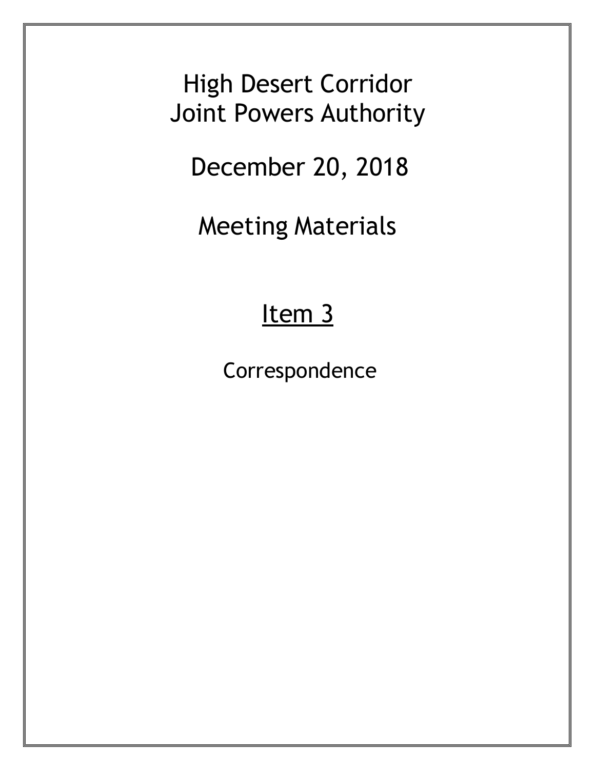# High Desert Corridor Joint Powers Authority

## December 20, 2018

## Meeting Materials

## <u>Item 3</u>

Correspondence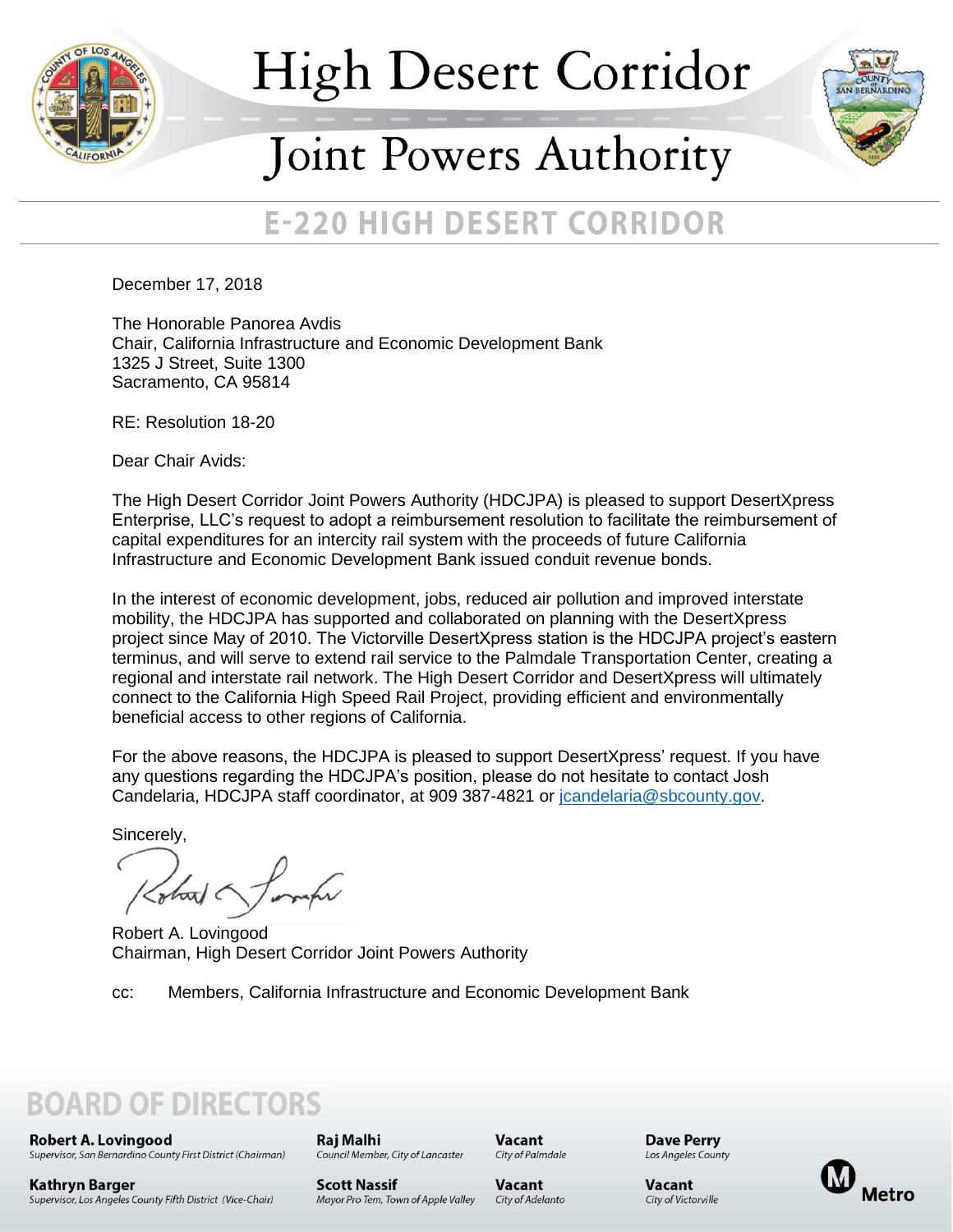# High Desert Corridor

# Joint Powers Authority

## E-220 HIGH DESERT CORRIDOR

December 17, 2018

The Honorable Panorea Avdis
Chair, California Infrastructure and Economic Development Bank
1325 J Street, Suite 1300
Sacramento, CA 95814

RE: Resolution 18-20

Dear Chair Avids:

The High Desert Corridor Joint Powers Authority (HDCJPA) is pleased to support DesertXpress Enterprise, LLC's request to adopt a reimbursement resolution to facilitate the reimbursement of capital expenditures for an intercity rail system with the proceeds of future California Infrastructure and Economic Development Bank issued conduit revenue bonds.

In the interest of economic development, jobs, reduced air pollution and improved interstate mobility, the HDCJPA has supported and collaborated on planning with the DesertXpress project since May of 2010. The Victorville DesertXpress station is the HDCJPA project's eastern terminus, and will serve to extend rail service to the Palmdale Transportation Center, creating a regional and interstate rail network. The High Desert Corridor and DesertXpress will ultimately connect to the California High Speed Rail Project, providing efficient and environmentally beneficial access to other regions of California.

For the above reasons, the HDCJPA is pleased to support DesertXpress' request. If you have any questions regarding the HDCJPA's position, please do not hesitate to contact Josh Candelaria, HDCJPA staff coordinator, at 909 387-4821 or jcandelaria@sbcounty.gov.

Sincerely,

Robert A. Lovingood
Chairman, High Desert Corridor Joint Powers Authority

cc: Members, California Infrastructure and Economic Development Bank

## BOARD OF DIRECTORS

**Robert A. Lovingood**
*Supervisor, San Bernardino County First District (Chairman)*

**Kathryn Barger**
*Supervisor, Los Angeles County Fifth District (Vice-Chair)*

**Raj Malhi**
*Council Member, City of Lancaster*

**Scott Nassif**
*Mayor Pro Tem, Town of Apple Valley*

**Vacant**
*City of Palmdale*

**Vacant**
*City of Adelanto*

**Dave Perry**
*Los Angeles County*

**Vacant**
*City of Victorville*

Metro